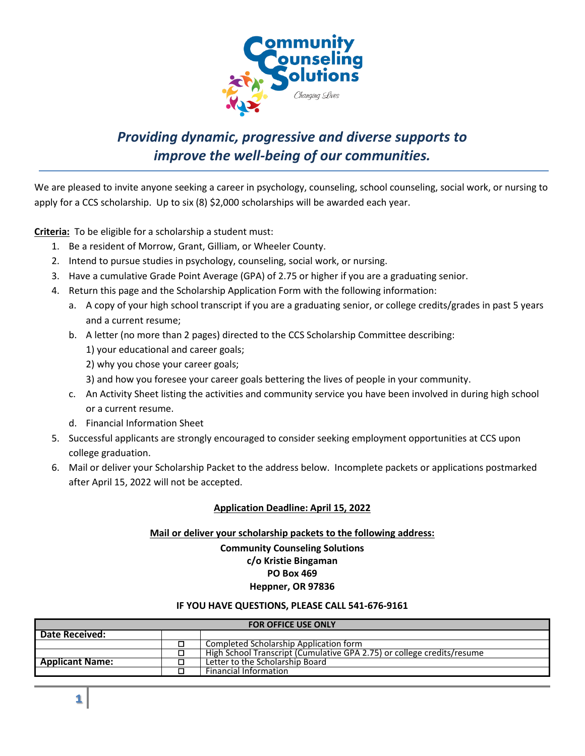# Community Counseling Solutions

*Changing Lives*

## *Providing dynamic, progressive and diverse supports to improve the well-being of our communities.*

We are pleased to invite anyone seeking a career in psychology, counseling, school counseling, social work, or nursing to apply for a CCS scholarship. Up to six (8) $2,000 scholarships will be awarded each year.

**Criteria:** To be eligible for a scholarship a student must:

1. Be a resident of Morrow, Grant, Gilliam, or Wheeler County.
2. Intend to pursue studies in psychology, counseling, social work, or nursing.
3. Have a cumulative Grade Point Average (GPA) of 2.75 or higher if you are a graduating senior.
4. Return this page and the Scholarship Application Form with the following information:
   a. A copy of your high school transcript if you are a graduating senior, or college credits/grades in past 5 years and a current resume;
   b. A letter (no more than 2 pages) directed to the CCS Scholarship Committee describing:
      1) your educational and career goals;
      2) why you chose your career goals;
      3) and how you foresee your career goals bettering the lives of people in your community.
   c. An Activity Sheet listing the activities and community service you have been involved in during high school or a current resume.
   d. Financial Information Sheet
5. Successful applicants are strongly encouraged to consider seeking employment opportunities at CCS upon college graduation.
6. Mail or deliver your Scholarship Packet to the address below. Incomplete packets or applications postmarked after April 15, 2022 will not be accepted.

**Application Deadline: April 15, 2022**

**Mail or deliver your scholarship packets to the following address:**

**Community Counseling Solutions**
**c/o Kristie Bingaman**
**PO Box 469**
**Heppner, OR 97836**

**IF YOU HAVE QUESTIONS, PLEASE CALL 541-676-9161**

| FOR OFFICE USE ONLY | | |
|---|---|---|
| **Date Received:** | | |
| | ☐ | Completed Scholarship Application form |
| | ☐ | High School Transcript (Cumulative GPA 2.75) or college credits/resume |
| **Applicant Name:** | ☐ | Letter to the Scholarship Board |
| | ☐ | Financial Information |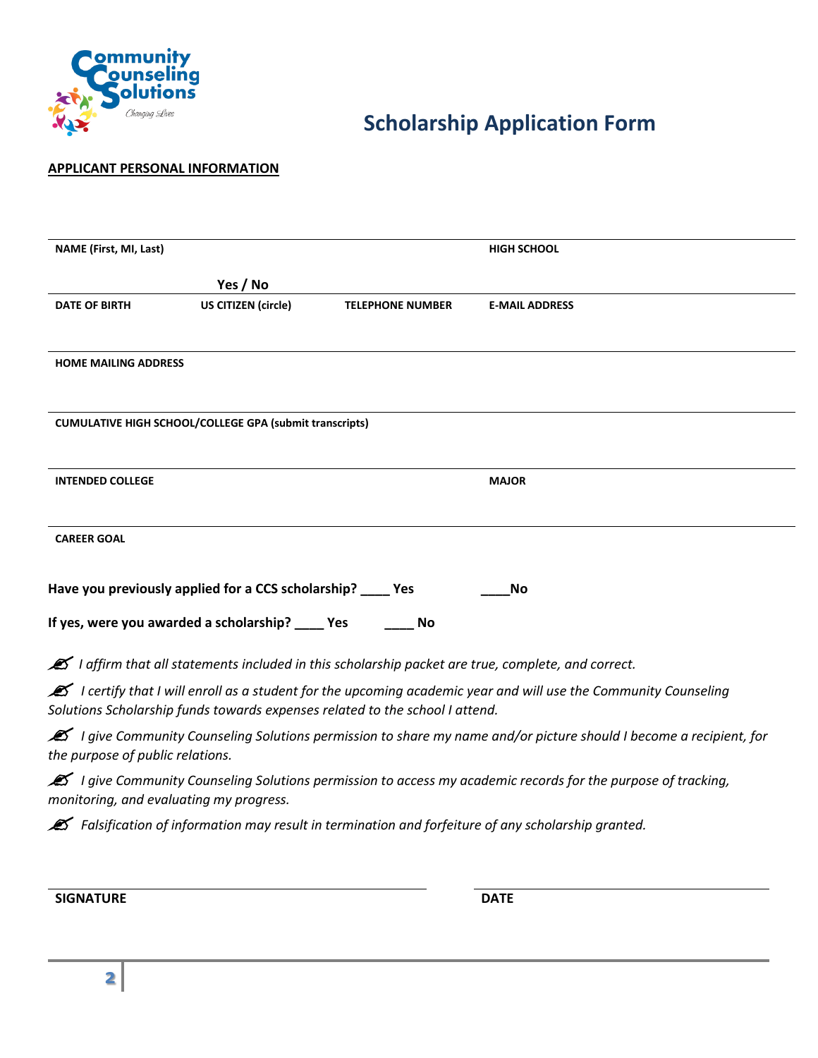# Scholarship Application Form

**APPLICANT PERSONAL INFORMATION**

**NAME (First, MI, Last)** **HIGH SCHOOL**

| DATE OF BIRTH | US CITIZEN (circle) | TELEPHONE NUMBER | E-MAIL ADDRESS |
|---|---|---|---|
| | Yes / No | | |

**HOME MAILING ADDRESS**

**CUMULATIVE HIGH SCHOOL/COLLEGE GPA (submit transcripts)**

**INTENDED COLLEGE** **MAJOR**

**CAREER GOAL**

**Have you previously applied for a CCS scholarship? ____ Yes ____No**

**If yes, were you awarded a scholarship? ____ Yes ____ No**

✍ *I affirm that all statements included in this scholarship packet are true, complete, and correct.*

✍ *I certify that I will enroll as a student for the upcoming academic year and will use the Community Counseling Solutions Scholarship funds towards expenses related to the school I attend.*

✍ *I give Community Counseling Solutions permission to share my name and/or picture should I become a recipient, for the purpose of public relations.*

✍ *I give Community Counseling Solutions permission to access my academic records for the purpose of tracking, monitoring, and evaluating my progress.*

✍ *Falsification of information may result in termination and forfeiture of any scholarship granted.*

**SIGNATURE** **DATE**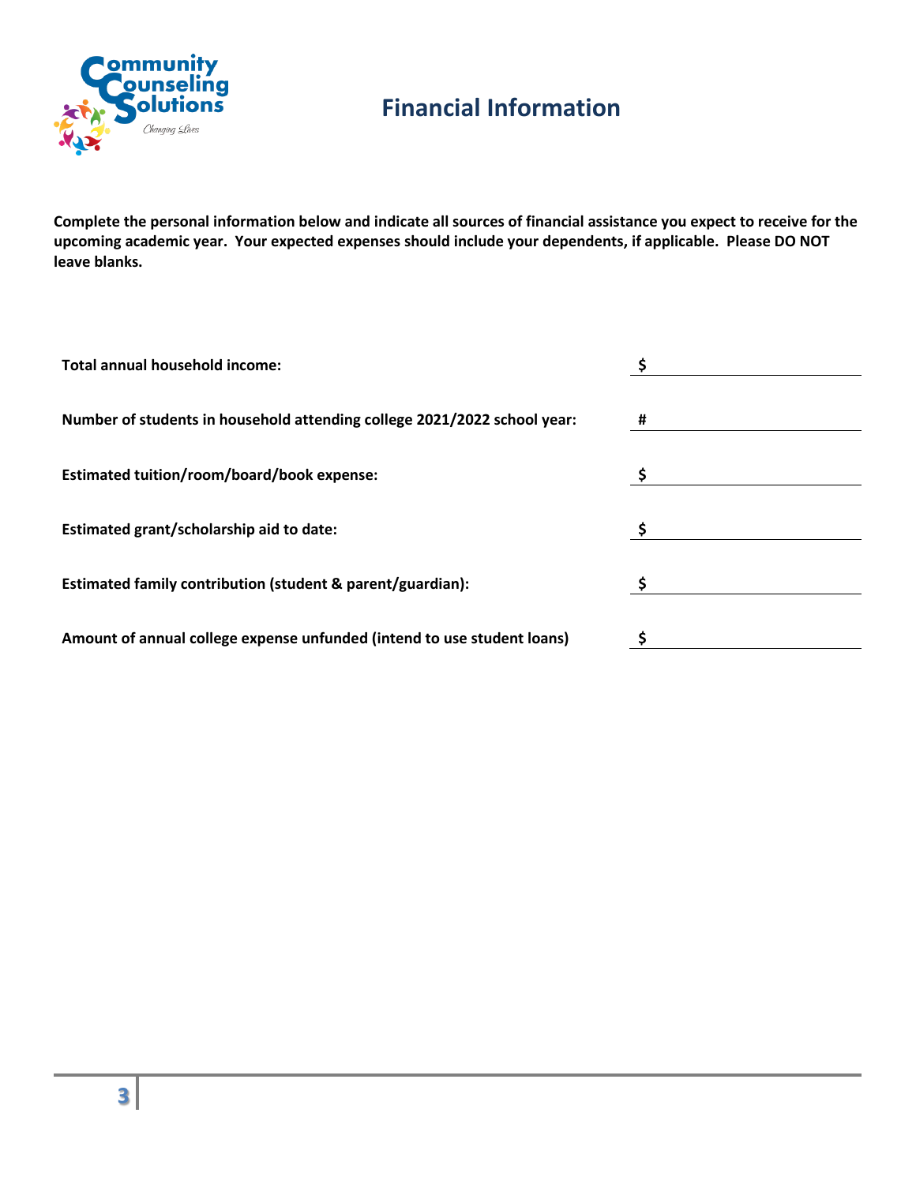# Financial Information

**Complete the personal information below and indicate all sources of financial assistance you expect to receive for the upcoming academic year. Your expected expenses should include your dependents, if applicable. Please DO NOT leave blanks.**

| | |
|---|---|
| **Total annual household income:** | **$** ____________ |
| **Number of students in household attending college 2021/2022 school year:** | **#** ____________ |
| **Estimated tuition/room/board/book expense:** | **$** ____________ |
| **Estimated grant/scholarship aid to date:** | **$** ____________ |
| **Estimated family contribution (student & parent/guardian):** | **$** ____________ |
| **Amount of annual college expense unfunded (intend to use student loans)** | **$** ____________ |